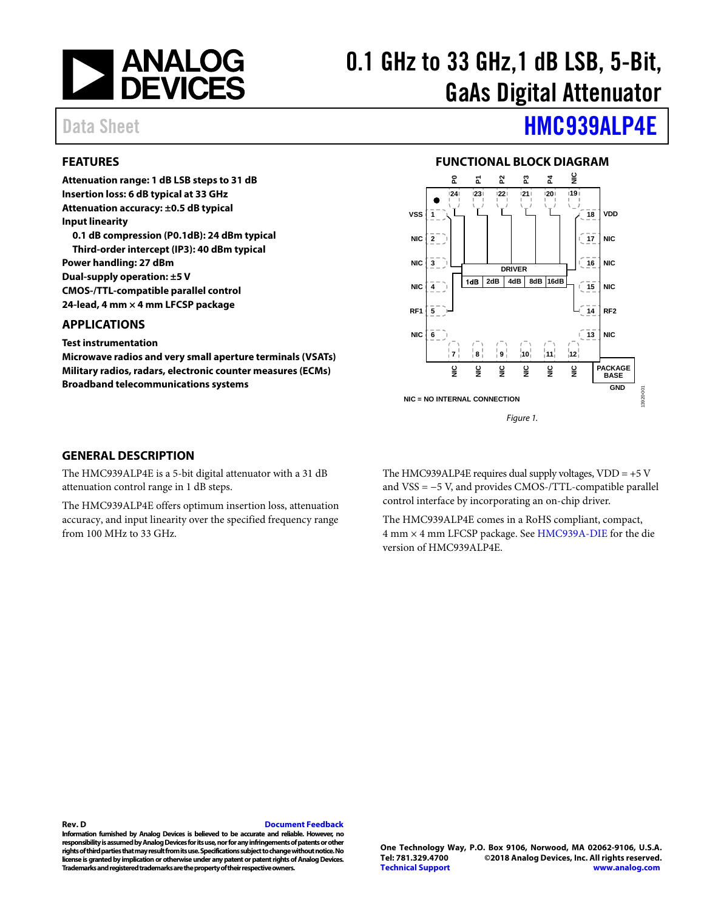# 0.1 GHz to 33 GHz,1 dB LSB, 5-Bit, GaAs Digital Attenuator

Data Sheet **HMC939ALP4E**

## FEATURES

**Attenuation range: 1 dB LSB steps to 31 dB**
**Insertion loss: 6 dB typical at 33 GHz**
**Attenuation accuracy: ±0.5 dB typical**
**Input linearity**
- **0.1 dB compression (P0.1dB): 24 dBm typical**
- **Third-order intercept (IP3): 40 dBm typical**

**Power handling: 27 dBm**
**Dual-supply operation: ±5 V**
**CMOS-/TTL-compatible parallel control**
**24-lead, 4 mm × 4 mm LFCSP package**

## APPLICATIONS

**Test instrumentation**
**Microwave radios and very small aperture terminals (VSATs)**
**Military radios, radars, electronic counter measures (ECMs)**
**Broadband telecommunications systems**

## FUNCTIONAL BLOCK DIAGRAM

NIC = NO INTERNAL CONNECTION

*Figure 1.*

## GENERAL DESCRIPTION

The HMC939ALP4E is a 5-bit digital attenuator with a 31 dB attenuation control range in 1 dB steps.

The HMC939ALP4E offers optimum insertion loss, attenuation accuracy, and input linearity over the specified frequency range from 100 MHz to 33 GHz.

The HMC939ALP4E requires dual supply voltages, VDD = +5 V and VSS = −5 V, and provides CMOS-/TTL-compatible parallel control interface by incorporating an on-chip driver.

The HMC939ALP4E comes in a RoHS compliant, compact, 4 mm × 4 mm LFCSP package. See HMC939A-DIE for the die version of HMC939ALP4E.

Rev. D

Information furnished by Analog Devices is believed to be accurate and reliable. However, no responsibility is assumed by Analog Devices for its use, nor for any infringements of patents or other rights of third parties that may result from its use. Specifications subject to change without notice. No license is granted by implication or otherwise under any patent or patent rights of Analog Devices. Trademarks and registered trademarks are the property of their respective owners.

One Technology Way, P.O. Box 9106, Norwood, MA 02062-9106, U.S.A.
Tel: 781.329.4700 ©2018 Analog Devices, Inc. All rights reserved.
Technical Support www.analog.com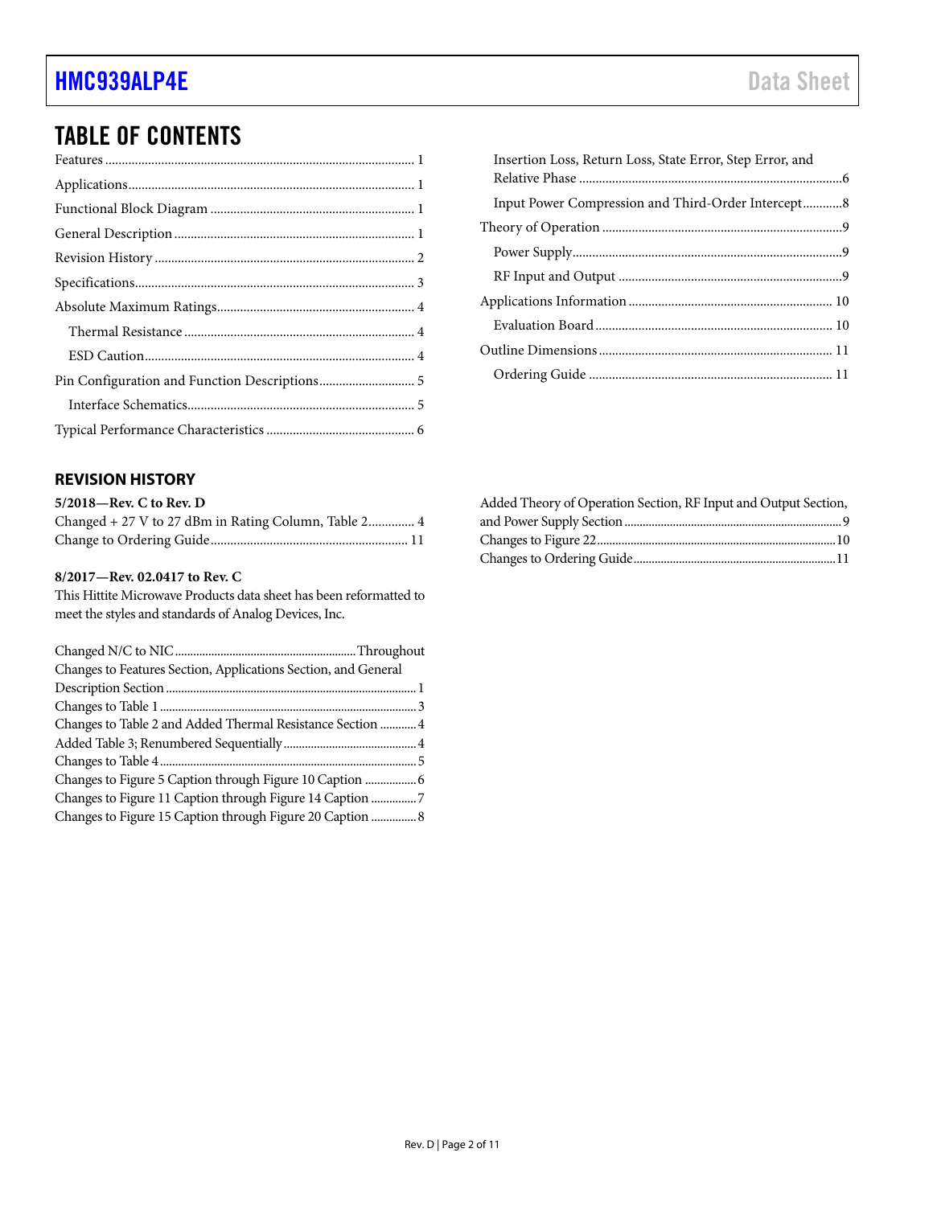# TABLE OF CONTENTS

Features ... 1
Applications ... 1
Functional Block Diagram ... 1
General Description ... 1
Revision History ... 2
Specifications ... 3
Absolute Maximum Ratings ... 4
  Thermal Resistance ... 4
  ESD Caution ... 4
Pin Configuration and Function Descriptions ... 5
  Interface Schematics ... 5
Typical Performance Characteristics ... 6
  Insertion Loss, Return Loss, State Error, Step Error, and Relative Phase ... 6
  Input Power Compression and Third-Order Intercept ... 8
Theory of Operation ... 9
  Power Supply ... 9
  RF Input and Output ... 9
Applications Information ... 10
  Evaluation Board ... 10
Outline Dimensions ... 11
  Ordering Guide ... 11

## REVISION HISTORY

**5/2018—Rev. C to Rev. D**

Changed + 27 V to 27 dBm in Rating Column, Table 2 ... 4
Change to Ordering Guide ... 11

**8/2017—Rev. 02.0417 to Rev. C**

This Hittite Microwave Products data sheet has been reformatted to meet the styles and standards of Analog Devices, Inc.

Changed N/C to NIC ... Throughout
Changes to Features Section, Applications Section, and General Description Section ... 1
Changes to Table 1 ... 3
Changes to Table 2 and Added Thermal Resistance Section ... 4
Added Table 3; Renumbered Sequentially ... 4
Changes to Table 4 ... 5
Changes to Figure 5 Caption through Figure 10 Caption ... 6
Changes to Figure 11 Caption through Figure 14 Caption ... 7
Changes to Figure 15 Caption through Figure 20 Caption ... 8
Added Theory of Operation Section, RF Input and Output Section, and Power Supply Section ... 9
Changes to Figure 22 ... 10
Changes to Ordering Guide ... 11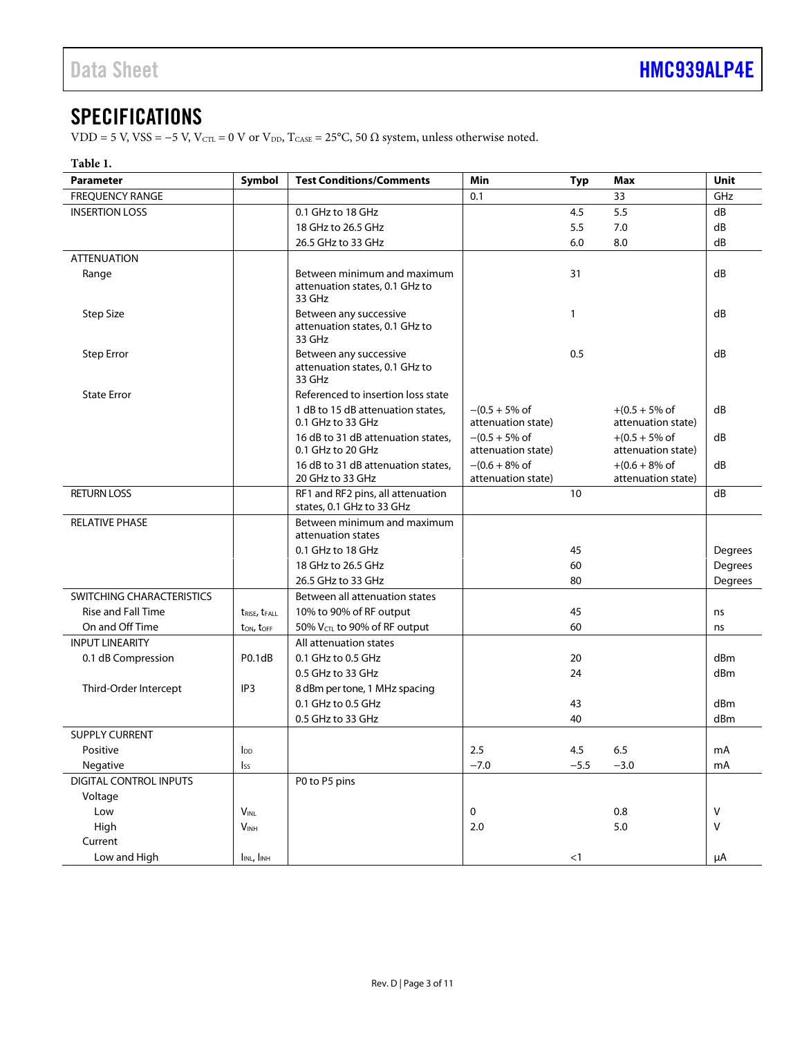## SPECIFICATIONS

VDD = 5 V, VSS = −5 V, $V_{CTL}$ = 0 V or $V_{DD}$, $T_{CASE}$ = 25°C, 50 Ω system, unless otherwise noted.

**Table 1.**

| Parameter | Symbol | Test Conditions/Comments | Min | Typ | Max | Unit |
|---|---|---|---|---|---|---|
| FREQUENCY RANGE | | | 0.1 | | 33 | GHz |
| INSERTION LOSS | | 0.1 GHz to 18 GHz | | 4.5 | 5.5 | dB |
| | | 18 GHz to 26.5 GHz | | 5.5 | 7.0 | dB |
| | | 26.5 GHz to 33 GHz | | 6.0 | 8.0 | dB |
| ATTENUATION | | | | | | |
| Range | | Between minimum and maximum attenuation states, 0.1 GHz to 33 GHz | | 31 | | dB |
| Step Size | | Between any successive attenuation states, 0.1 GHz to 33 GHz | | 1 | | dB |
| Step Error | | Between any successive attenuation states, 0.1 GHz to 33 GHz | | 0.5 | | dB |
| State Error | | Referenced to insertion loss state | | | | |
| | | 1 dB to 15 dB attenuation states, 0.1 GHz to 33 GHz | −(0.5 + 5% of attenuation state) | | +(0.5 + 5% of attenuation state) | dB |
| | | 16 dB to 31 dB attenuation states, 0.1 GHz to 20 GHz | −(0.5 + 5% of attenuation state) | | +(0.5 + 5% of attenuation state) | dB |
| | | 16 dB to 31 dB attenuation states, 20 GHz to 33 GHz | −(0.6 + 8% of attenuation state) | | +(0.6 + 8% of attenuation state) | dB |
| RETURN LOSS | | RF1 and RF2 pins, all attenuation states, 0.1 GHz to 33 GHz | | 10 | | dB |
| RELATIVE PHASE | | Between minimum and maximum attenuation states | | | | |
| | | 0.1 GHz to 18 GHz | | 45 | | Degrees |
| | | 18 GHz to 26.5 GHz | | 60 | | Degrees |
| | | 26.5 GHz to 33 GHz | | 80 | | Degrees |
| SWITCHING CHARACTERISTICS | | Between all attenuation states | | | | |
| Rise and Fall Time | $t_{RISE}$, $t_{FALL}$ | 10% to 90% of RF output | | 45 | | ns |
| On and Off Time | $t_{ON}$, $t_{OFF}$ | 50% $V_{CTL}$ to 90% of RF output | | 60 | | ns |
| INPUT LINEARITY | | All attenuation states | | | | |
| 0.1 dB Compression | P0.1dB | 0.1 GHz to 0.5 GHz | | 20 | | dBm |
| | | 0.5 GHz to 33 GHz | | 24 | | dBm |
| Third-Order Intercept | IP3 | 8 dBm per tone, 1 MHz spacing | | | | |
| | | 0.1 GHz to 0.5 GHz | | 43 | | dBm |
| | | 0.5 GHz to 33 GHz | | 40 | | dBm |
| SUPPLY CURRENT | | | | | | |
| Positive | $I_{DD}$ | | 2.5 | 4.5 | 6.5 | mA |
| Negative | $I_{SS}$ | | −7.0 | −5.5 | −3.0 | mA |
| DIGITAL CONTROL INPUTS | | P0 to P5 pins | | | | |
| Voltage | | | | | | |
| Low | $V_{INL}$ | | 0 | | 0.8 | V |
| High | $V_{INH}$ | | 2.0 | | 5.0 | V |
| Current | | | | | | |
| Low and High | $I_{INL}$, $I_{INH}$ | | | <1 | | μA |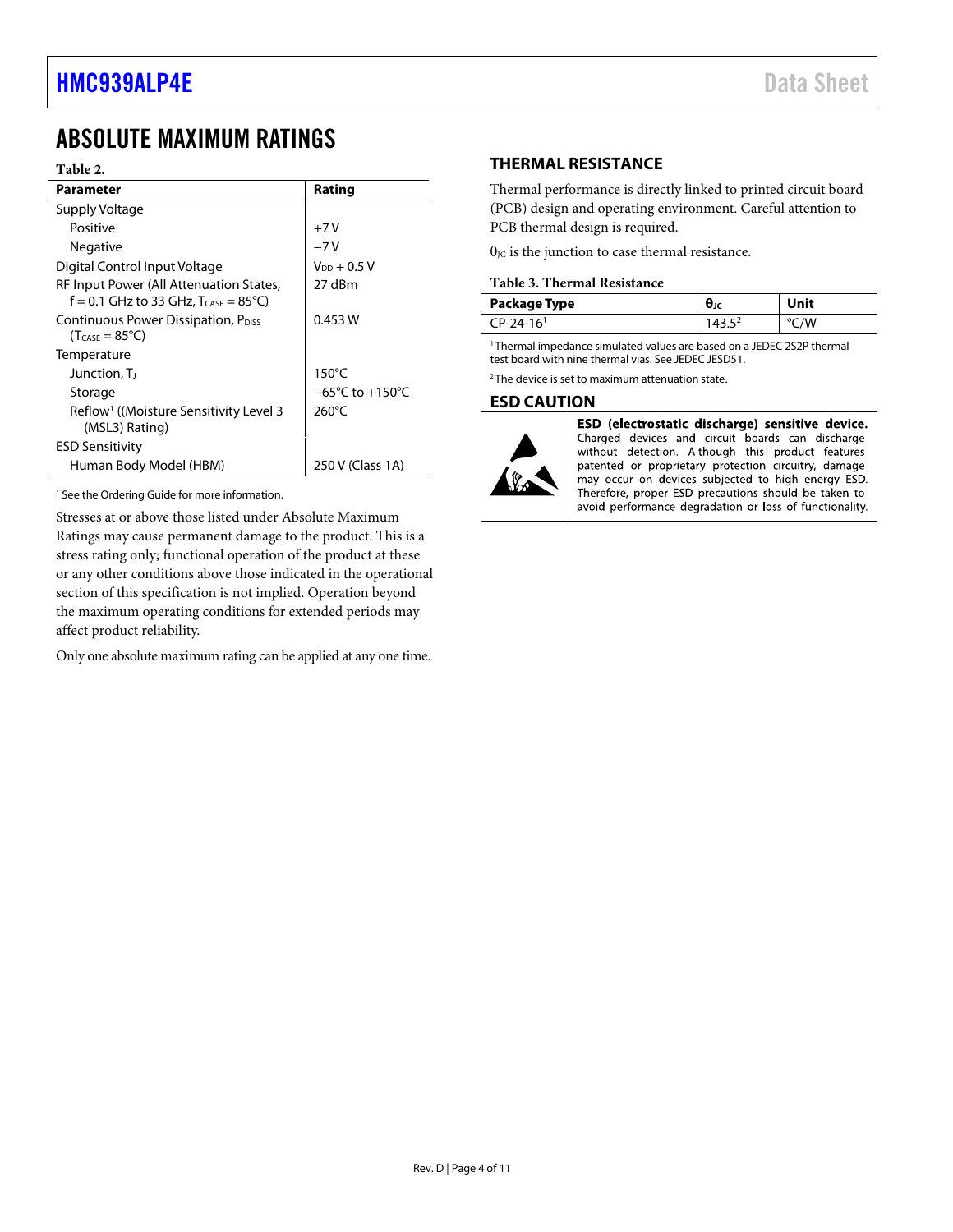## ABSOLUTE MAXIMUM RATINGS

**Table 2.**

| Parameter | Rating |
|---|---|
| Supply Voltage | |
| Positive | +7 V |
| Negative | −7 V |
| Digital Control Input Voltage | $V_{DD}$ + 0.5 V |
| RF Input Power (All Attenuation States, f = 0.1 GHz to 33 GHz, $T_{CASE}$ = 85°C) | 27 dBm |
| Continuous Power Dissipation, $P_{DISS}$ ($T_{CASE}$ = 85°C) | 0.453 W |
| Temperature | |
| Junction, $T_J$ | 150°C |
| Storage | −65°C to +150°C |
| Reflow[1] ((Moisture Sensitivity Level 3 (MSL3) Rating) | 260°C |
| ESD Sensitivity | |
| Human Body Model (HBM) | 250 V (Class 1A) |

[1] See the Ordering Guide for more information.

Stresses at or above those listed under Absolute Maximum Ratings may cause permanent damage to the product. This is a stress rating only; functional operation of the product at these or any other conditions above those indicated in the operational section of this specification is not implied. Operation beyond the maximum operating conditions for extended periods may affect product reliability.

Only one absolute maximum rating can be applied at any one time.

### THERMAL RESISTANCE

Thermal performance is directly linked to printed circuit board (PCB) design and operating environment. Careful attention to PCB thermal design is required.

$\theta_{JC}$ is the junction to case thermal resistance.

**Table 3. Thermal Resistance**

| Package Type | $\theta_{JC}$ | Unit |
|---|---|---|
| CP-24-16[1] | 143.5[2] | °C/W |

[1] Thermal impedance simulated values are based on a JEDEC 2S2P thermal test board with nine thermal vias. See JEDEC JESD51.

[2] The device is set to maximum attenuation state.

### ESD CAUTION

**ESD (electrostatic discharge) sensitive device.** Charged devices and circuit boards can discharge without detection. Although this product features patented or proprietary protection circuitry, damage may occur on devices subjected to high energy ESD. Therefore, proper ESD precautions should be taken to avoid performance degradation or loss of functionality.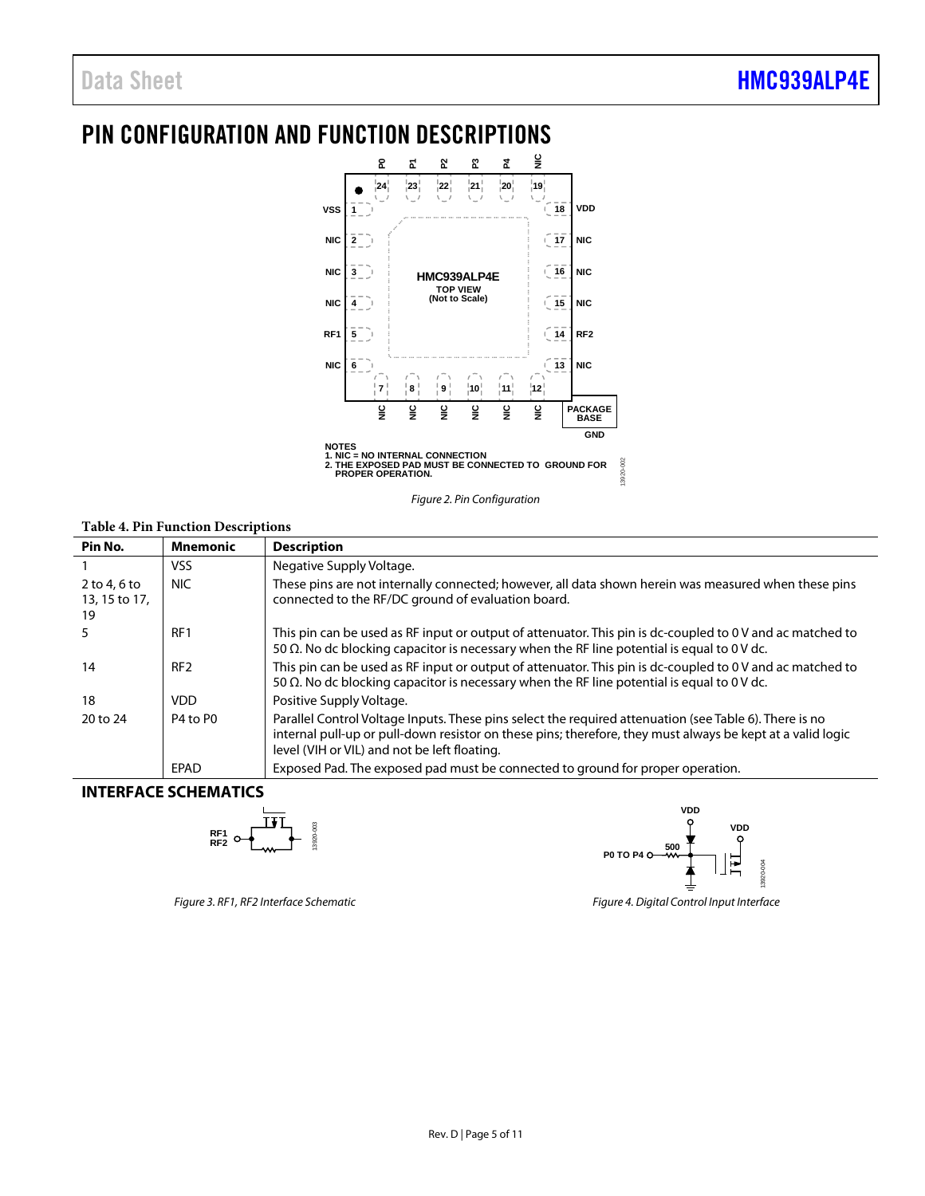# PIN CONFIGURATION AND FUNCTION DESCRIPTIONS

NOTES
1. NIC = NO INTERNAL CONNECTION
2. THE EXPOSED PAD MUST BE CONNECTED TO GROUND FOR PROPER OPERATION.

*Figure 2. Pin Configuration*

**Table 4. Pin Function Descriptions**

| Pin No. | Mnemonic | Description |
|---|---|---|
| 1 | VSS | Negative Supply Voltage. |
| 2 to 4, 6 to 13, 15 to 17, 19 | NIC | These pins are not internally connected; however, all data shown herein was measured when these pins connected to the RF/DC ground of evaluation board. |
| 5 | RF1 | This pin can be used as RF input or output of attenuator. This pin is dc-coupled to 0 V and ac matched to 50 Ω. No dc blocking capacitor is necessary when the RF line potential is equal to 0 V dc. |
| 14 | RF2 | This pin can be used as RF input or output of attenuator. This pin is dc-coupled to 0 V and ac matched to 50 Ω. No dc blocking capacitor is necessary when the RF line potential is equal to 0 V dc. |
| 18 | VDD | Positive Supply Voltage. |
| 20 to 24 | P4 to P0 | Parallel Control Voltage Inputs. These pins select the required attenuation (see Table 6). There is no internal pull-up or pull-down resistor on these pins; therefore, they must always be kept at a valid logic level (VIH or VIL) and not be left floating. |
| | EPAD | Exposed Pad. The exposed pad must be connected to ground for proper operation. |

## INTERFACE SCHEMATICS

*Figure 3. RF1, RF2 Interface Schematic*

*Figure 4. Digital Control Input Interface*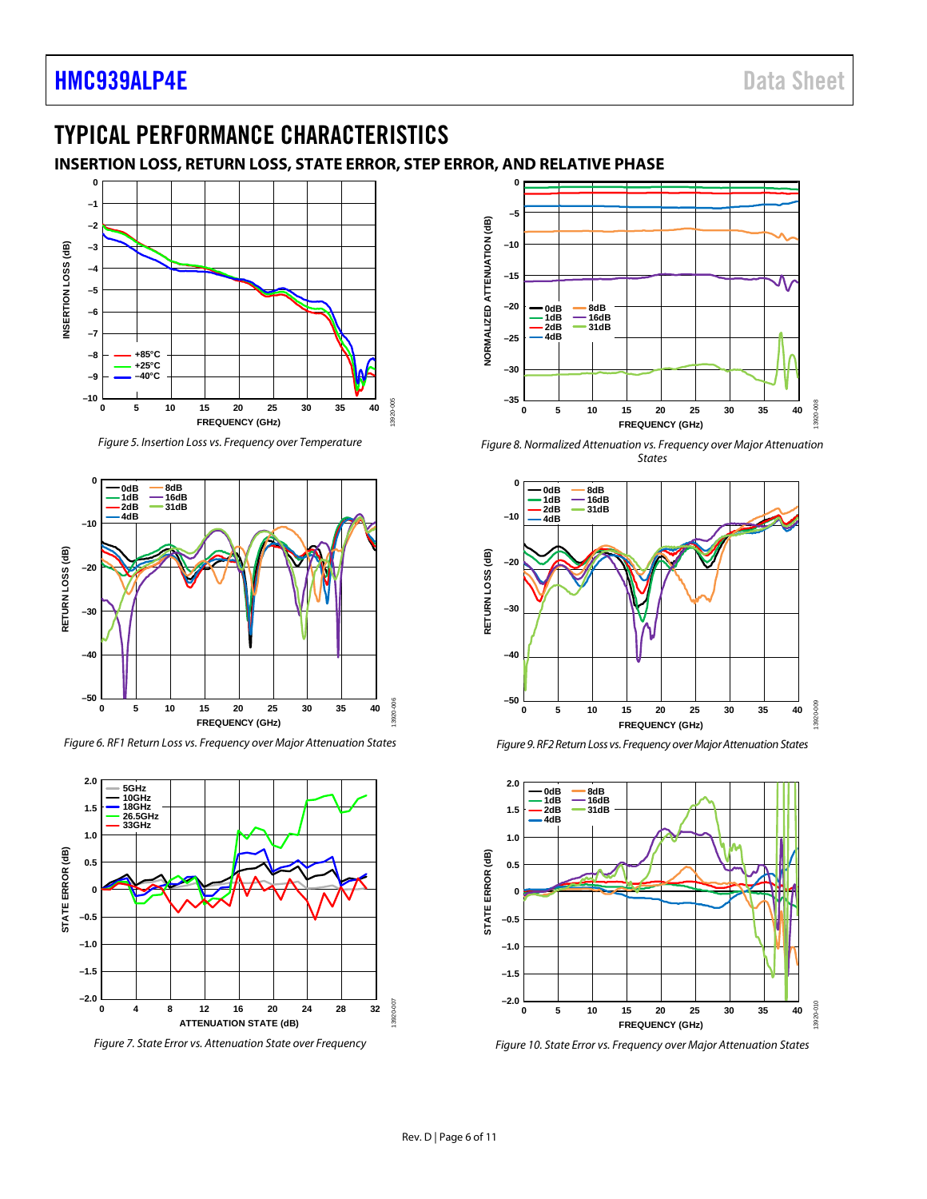# TYPICAL PERFORMANCE CHARACTERISTICS

## INSERTION LOSS, RETURN LOSS, STATE ERROR, STEP ERROR, AND RELATIVE PHASE

*Figure 5. Insertion Loss vs. Frequency over Temperature*

*Figure 6. RF1 Return Loss vs. Frequency over Major Attenuation States*

*Figure 7. State Error vs. Attenuation State over Frequency*

*Figure 8. Normalized Attenuation vs. Frequency over Major Attenuation States*

*Figure 9. RF2 Return Loss vs. Frequency over Major Attenuation States*

*Figure 10. State Error vs. Frequency over Major Attenuation States*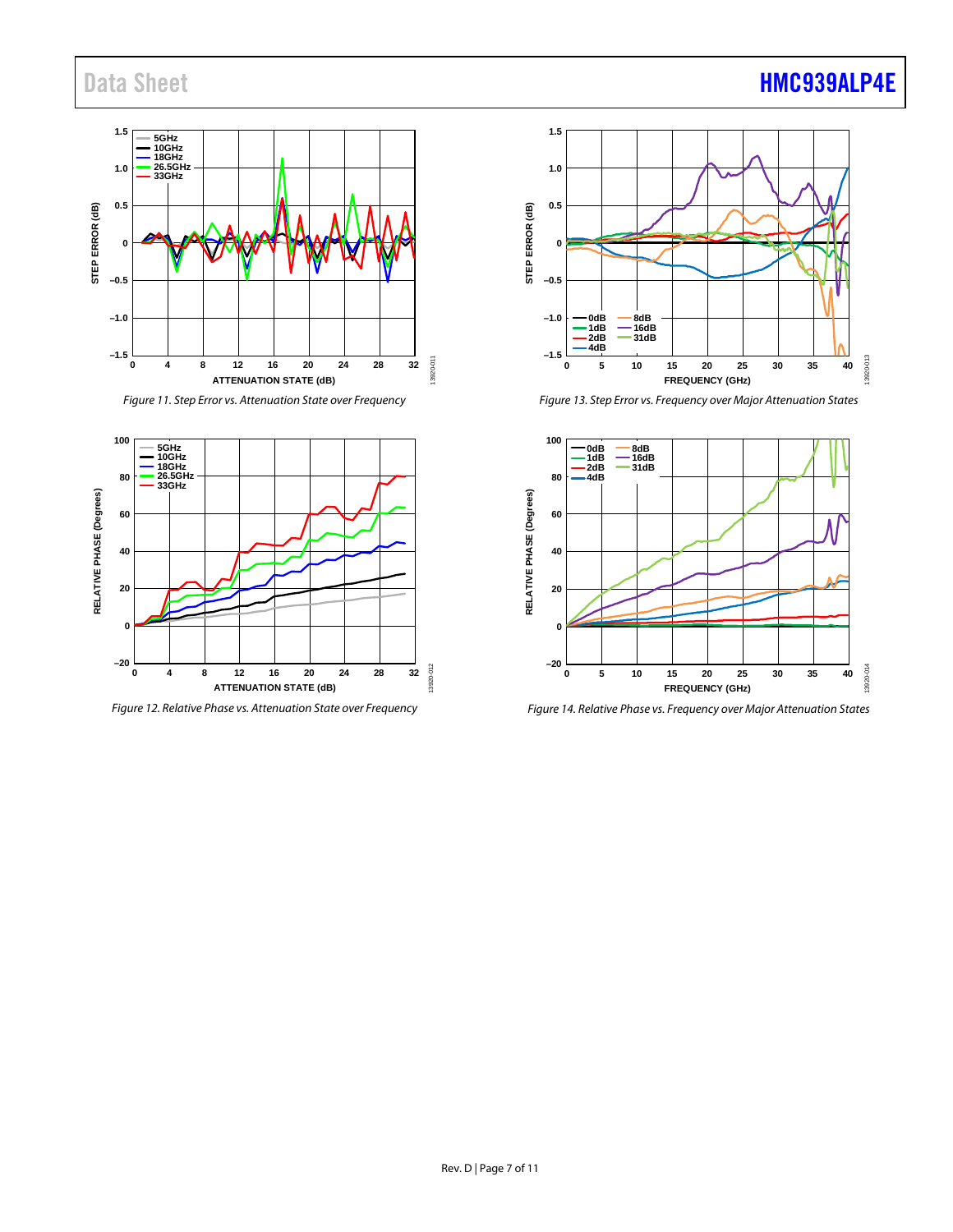Figure 11. Step Error vs. Attenuation State over Frequency

Figure 12. Relative Phase vs. Attenuation State over Frequency

Figure 13. Step Error vs. Frequency over Major Attenuation States

Figure 14. Relative Phase vs. Frequency over Major Attenuation States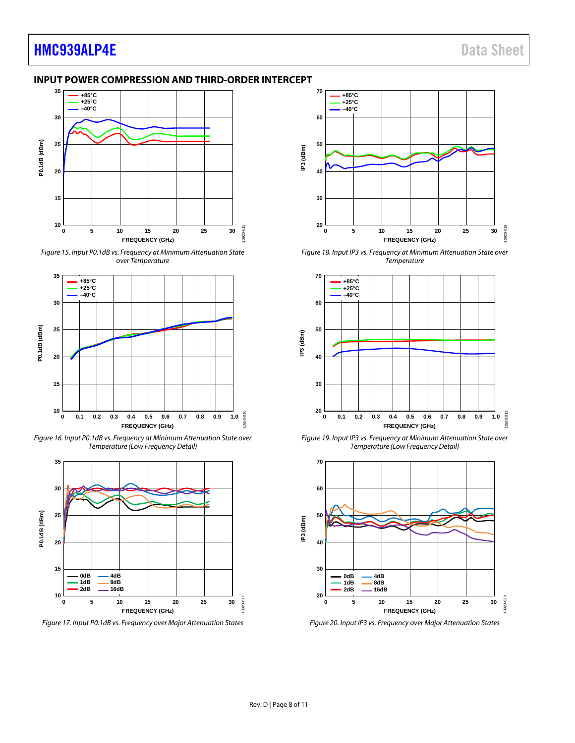## INPUT POWER COMPRESSION AND THIRD-ORDER INTERCEPT

Figure 15. Input P0.1dB vs. Frequency at Minimum Attenuation State over Temperature

Figure 16. Input P0.1dB vs. Frequency at Minimum Attenuation State over Temperature (Low Frequency Detail)

Figure 17. Input P0.1dB vs. Frequency over Major Attenuation States

Figure 18. Input IP3 vs. Frequency at Minimum Attenuation State over Temperature

Figure 19. Input IP3 vs. Frequency at Minimum Attenuation State over Temperature (Low Frequency Detail)

Figure 20. Input IP3 vs. Frequency over Major Attenuation States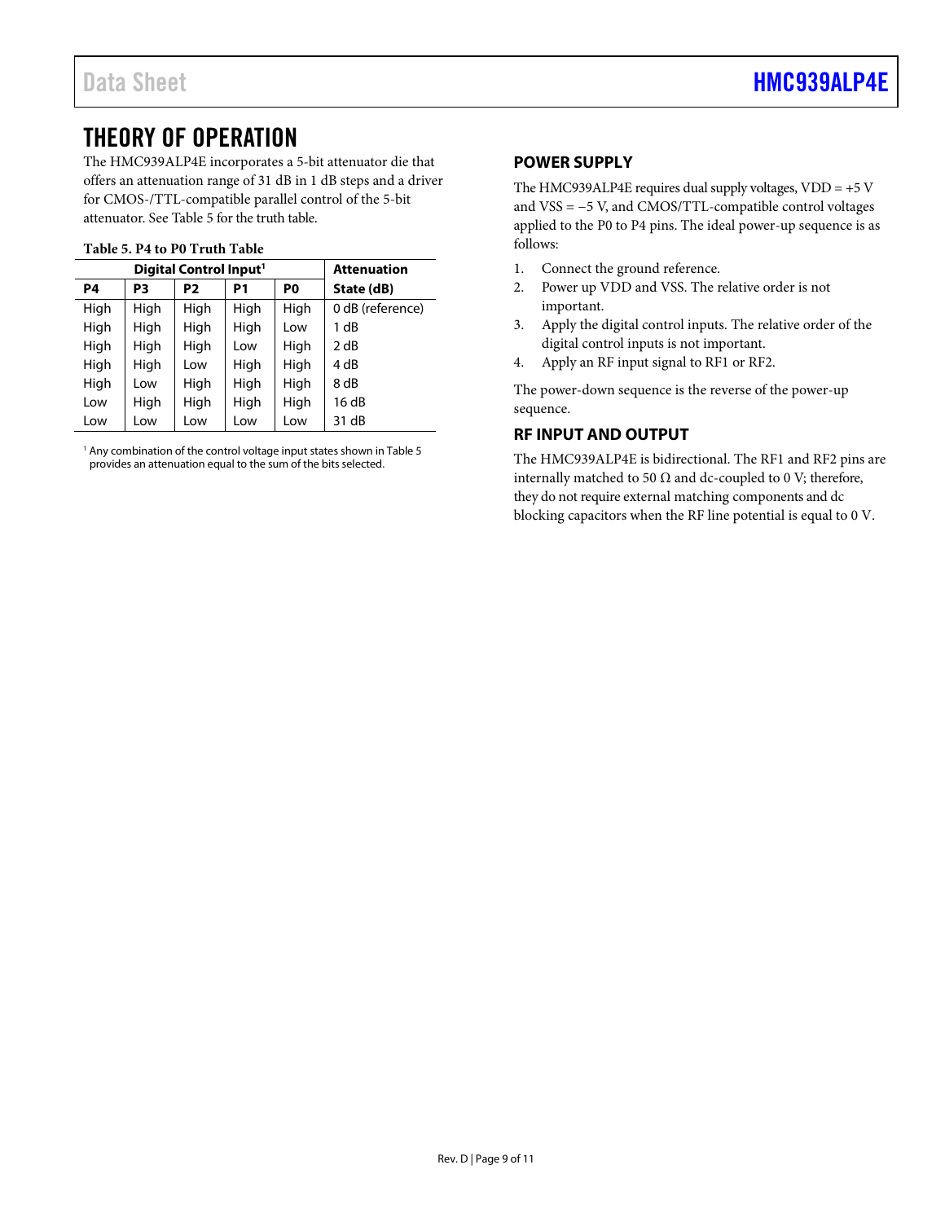# THEORY OF OPERATION

The HMC939ALP4E incorporates a 5-bit attenuator die that offers an attenuation range of 31 dB in 1 dB steps and a driver for CMOS-/TTL-compatible parallel control of the 5-bit attenuator. See Table 5 for the truth table.

**Table 5. P4 to P0 Truth Table**

| Digital Control Input[1] | | | | | Attenuation |
|---|---|---|---|---|---|
| P4 | P3 | P2 | P1 | P0 | State (dB) |
| High | High | High | High | High | 0 dB (reference) |
| High | High | High | High | Low | 1 dB |
| High | High | High | Low | High | 2 dB |
| High | High | Low | High | High | 4 dB |
| High | Low | High | High | High | 8 dB |
| Low | High | High | High | High | 16 dB |
| Low | Low | Low | Low | Low | 31 dB |

[1] Any combination of the control voltage input states shown in Table 5 provides an attenuation equal to the sum of the bits selected.

## POWER SUPPLY

The HMC939ALP4E requires dual supply voltages, VDD = +5 V and VSS = −5 V, and CMOS/TTL-compatible control voltages applied to the P0 to P4 pins. The ideal power-up sequence is as follows:

1. Connect the ground reference.
2. Power up VDD and VSS. The relative order is not important.
3. Apply the digital control inputs. The relative order of the digital control inputs is not important.
4. Apply an RF input signal to RF1 or RF2.

The power-down sequence is the reverse of the power-up sequence.

## RF INPUT AND OUTPUT

The HMC939ALP4E is bidirectional. The RF1 and RF2 pins are internally matched to 50 Ω and dc-coupled to 0 V; therefore, they do not require external matching components and dc blocking capacitors when the RF line potential is equal to 0 V.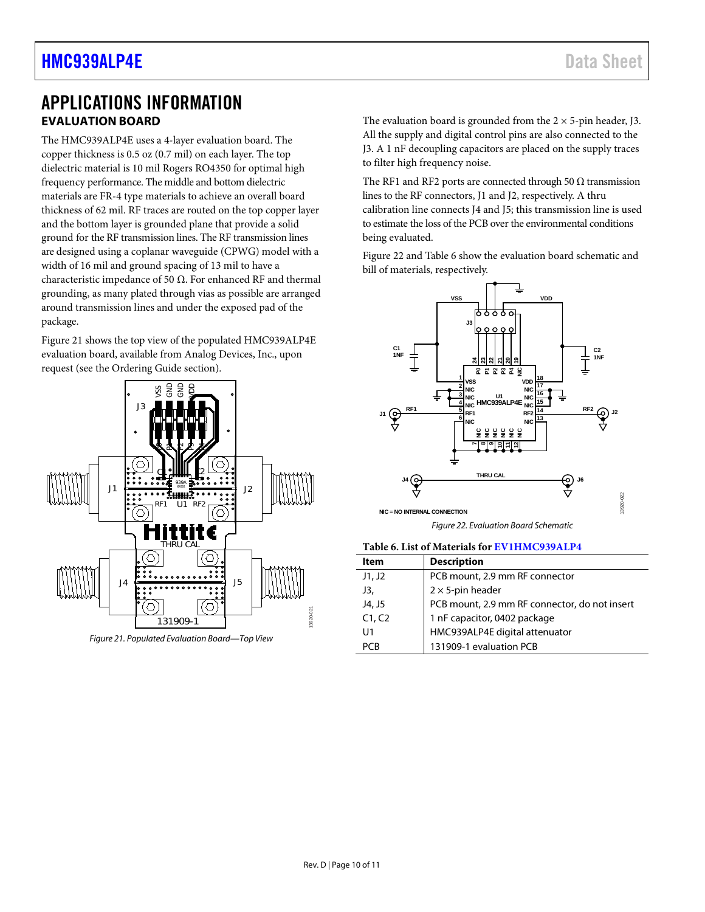# APPLICATIONS INFORMATION

## EVALUATION BOARD

The HMC939ALP4E uses a 4-layer evaluation board. The copper thickness is 0.5 oz (0.7 mil) on each layer. The top dielectric material is 10 mil Rogers RO4350 for optimal high frequency performance. The middle and bottom dielectric materials are FR-4 type materials to achieve an overall board thickness of 62 mil. RF traces are routed on the top copper layer and the bottom layer is grounded plane that provide a solid ground for the RF transmission lines. The RF transmission lines are designed using a coplanar waveguide (CPWG) model with a width of 16 mil and ground spacing of 13 mil to have a characteristic impedance of 50 Ω. For enhanced RF and thermal grounding, as many plated through vias as possible are arranged around transmission lines and under the exposed pad of the package.

Figure 21 shows the top view of the populated HMC939ALP4E evaluation board, available from Analog Devices, Inc., upon request (see the Ordering Guide section).

*Figure 21. Populated Evaluation Board—Top View*

The evaluation board is grounded from the 2 × 5-pin header, J3. All the supply and digital control pins are also connected to the J3. A 1 nF decoupling capacitors are placed on the supply traces to filter high frequency noise.

The RF1 and RF2 ports are connected through 50 Ω transmission lines to the RF connectors, J1 and J2, respectively. A thru calibration line connects J4 and J5; this transmission line is used to estimate the loss of the PCB over the environmental conditions being evaluated.

Figure 22 and Table 6 show the evaluation board schematic and bill of materials, respectively.

*Figure 22. Evaluation Board Schematic*

**Table 6. List of Materials for EV1HMC939ALP4**

| Item | Description |
|---|---|
| J1, J2 | PCB mount, 2.9 mm RF connector |
| J3, | 2 × 5-pin header |
| J4, J5 | PCB mount, 2.9 mm RF connector, do not insert |
| C1, C2 | 1 nF capacitor, 0402 package |
| U1 | HMC939ALP4E digital attenuator |
| PCB | 131909-1 evaluation PCB |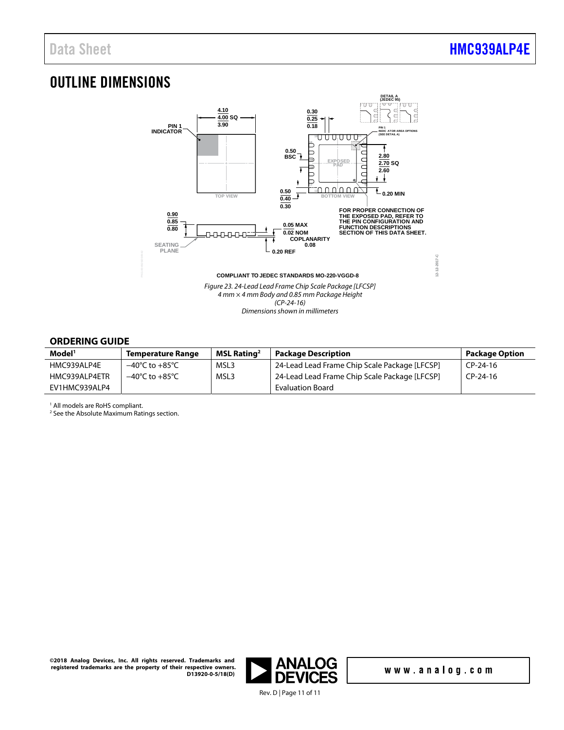## OUTLINE DIMENSIONS

DETAIL A (JEDEC 95)

4.10
4.00 SQ
3.90

PIN 1 INDICATOR

TOP VIEW

0.30
0.25
0.18

PIN 1 INDIC ATOR AREA OPTIONS (SEE DETAIL A)

0.50 BSC

EXPOSED PAD

2.80
2.70 SQ
2.60

0.50
0.40
0.30

BOTTOM VIEW

0.20 MIN

FOR PROPER CONNECTION OF THE EXPOSED PAD, REFER TO THE PIN CONFIGURATION AND FUNCTION DESCRIPTIONS SECTION OF THIS DATA SHEET.

0.90
0.85
0.80

SEATING PLANE

0.05 MAX
0.02 NOM

COPLANARITY
0.08

0.20 REF

12-12-2017-C

COMPLIANT TO JEDEC STANDARDS MO-220-VGGD-8

*Figure 23. 24-Lead Lead Frame Chip Scale Package [LFCSP]*
*4 mm × 4 mm Body and 0.85 mm Package Height*
*(CP-24-16)*
*Dimensions shown in millimeters*

## ORDERING GUIDE

| Model[1] | Temperature Range | MSL Rating[2] | Package Description | Package Option |
|---|---|---|---|---|
| HMC939ALP4E | −40°C to +85°C | MSL3 | 24-Lead Lead Frame Chip Scale Package [LFCSP] | CP-24-16 |
| HMC939ALP4ETR | −40°C to +85°C | MSL3 | 24-Lead Lead Frame Chip Scale Package [LFCSP] | CP-24-16 |
| EV1HMC939ALP4 | | | Evaluation Board | |

[1] All models are RoHS compliant.
[2] See the Absolute Maximum Ratings section.

©2018 Analog Devices, Inc. All rights reserved. Trademarks and registered trademarks are the property of their respective owners.
D13920-0-5/18(D)

www.analog.com